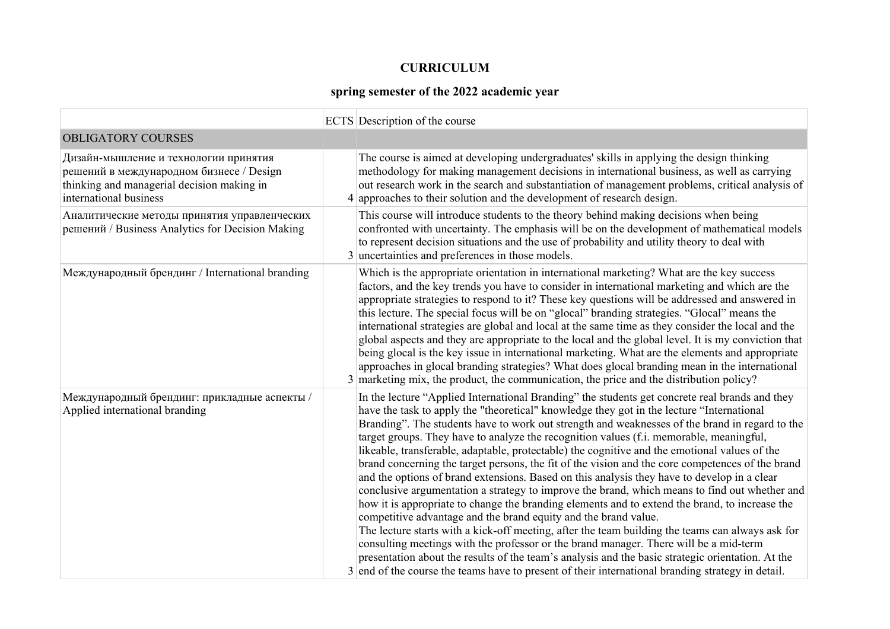# CURRICULUM

## spring semester of the 2022 academic year

| | ECTS | Description of the course |
|---|---|---|
| OBLIGATORY COURSES | | |
| Дизайн-мышление и технологии принятия решений в международном бизнесе / Design thinking and managerial decision making in international business | 4 | The course is aimed at developing undergraduates' skills in applying the design thinking methodology for making management decisions in international business, as well as carrying out research work in the search and substantiation of management problems, critical analysis of approaches to their solution and the development of research design. |
| Аналитические методы принятия управленческих решений / Business Analytics for Decision Making | 3 | This course will introduce students to the theory behind making decisions when being confronted with uncertainty. The emphasis will be on the development of mathematical models to represent decision situations and the use of probability and utility theory to deal with uncertainties and preferences in those models. |
| Международный брендинг / International branding | 3 | Which is the appropriate orientation in international marketing? What are the key success factors, and the key trends you have to consider in international marketing and which are the appropriate strategies to respond to it? These key questions will be addressed and answered in this lecture. The special focus will be on “glocal” branding strategies. “Glocal” means the international strategies are global and local at the same time as they consider the local and the global aspects and they are appropriate to the local and the global level. It is my conviction that being glocal is the key issue in international marketing. What are the elements and appropriate approaches in glocal branding strategies? What does glocal branding mean in the international marketing mix, the product, the communication, the price and the distribution policy? |
| Международный брендинг: прикладные аспекты / Applied international branding | 3 | In the lecture “Applied International Branding” the students get concrete real brands and they have the task to apply the "theoretical" knowledge they got in the lecture “International Branding”. The students have to work out strength and weaknesses of the brand in regard to the target groups. They have to analyze the recognition values (f.i. memorable, meaningful, likeable, transferable, adaptable, protectable) the cognitive and the emotional values of the brand concerning the target persons, the fit of the vision and the core competences of the brand and the options of brand extensions. Based on this analysis they have to develop in a clear conclusive argumentation a strategy to improve the brand, which means to find out whether and how it is appropriate to change the branding elements and to extend the brand, to increase the competitive advantage and the brand equity and the brand value.<br>The lecture starts with a kick-off meeting, after the team building the teams can always ask for consulting meetings with the professor or the brand manager. There will be a mid-term presentation about the results of the team’s analysis and the basic strategic orientation. At the end of the course the teams have to present of their international branding strategy in detail. |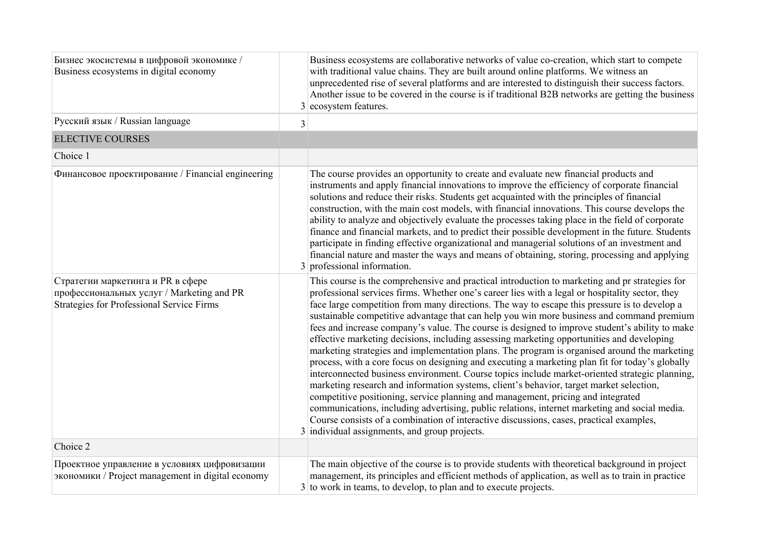| | | |
|---|---|---|
| Бизнес экосистемы в цифровой экономике / Business ecosystems in digital economy | 3 | Business ecosystems are collaborative networks of value co-creation, which start to compete with traditional value chains. They are built around online platforms. We witness an unprecedented rise of several platforms and are interested to distinguish their success factors. Another issue to be covered in the course is if traditional B2B networks are getting the business ecosystem features. |
| Русский язык / Russian language | 3 | |
| ELECTIVE COURSES | | |
| Choice 1 | | |
| Финансовое проектирование / Financial engineering | 3 | The course provides an opportunity to create and evaluate new financial products and instruments and apply financial innovations to improve the efficiency of corporate financial solutions and reduce their risks. Students get acquainted with the principles of financial construction, with the main cost models, with financial innovations. This course develops the ability to analyze and objectively evaluate the processes taking place in the field of corporate finance and financial markets, and to predict their possible development in the future. Students participate in finding effective organizational and managerial solutions of an investment and financial nature and master the ways and means of obtaining, storing, processing and applying professional information. |
| Стратегии маркетинга и PR в сфере профессиональных услуг / Marketing and PR Strategies for Professional Service Firms | 3 | This course is the comprehensive and practical introduction to marketing and pr strategies for professional services firms. Whether one's career lies with a legal or hospitality sector, they face large competition from many directions. The way to escape this pressure is to develop a sustainable competitive advantage that can help you win more business and command premium fees and increase company's value. The course is designed to improve student's ability to make effective marketing decisions, including assessing marketing opportunities and developing marketing strategies and implementation plans. The program is organised around the marketing process, with a core focus on designing and executing a marketing plan fit for today's globally interconnected business environment. Course topics include market-oriented strategic planning, marketing research and information systems, client's behavior, target market selection, competitive positioning, service planning and management, pricing and integrated communications, including advertising, public relations, internet marketing and social media. Course consists of a combination of interactive discussions, cases, practical examples, individual assignments, and group projects. |
| Choice 2 | | |
| Проектное управление в условиях цифровизации экономики / Project management in digital economy | 3 | The main objective of the course is to provide students with theoretical background in project management, its principles and efficient methods of application, as well as to train in practice to work in teams, to develop, to plan and to execute projects. |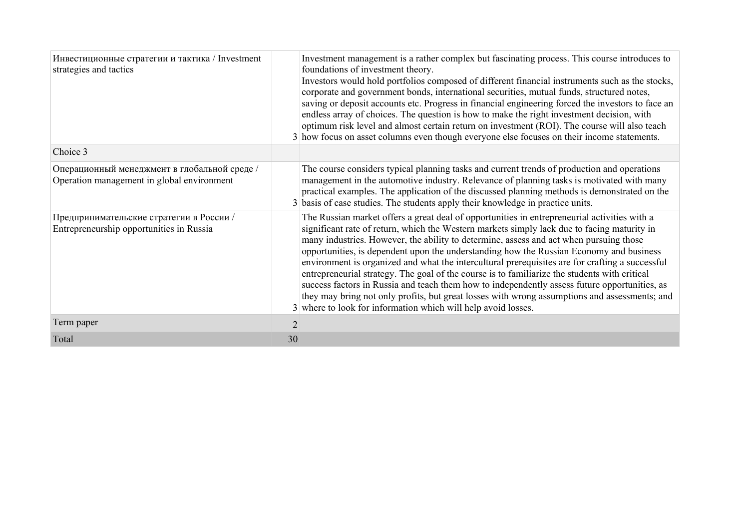| | | |
|---|---|---|
| Инвестиционные стратегии и тактика / Investment strategies and tactics | 3 | Investment management is a rather complex but fascinating process. This course introduces to foundations of investment theory. Investors would hold portfolios composed of different financial instruments such as the stocks, corporate and government bonds, international securities, mutual funds, structured notes, saving or deposit accounts etc. Progress in financial engineering forced the investors to face an endless array of choices. The question is how to make the right investment decision, with optimum risk level and almost certain return on investment (ROI). The course will also teach how focus on asset columns even though everyone else focuses on their income statements. |
| Choice 3 | | |
| Операционный менеджмент в глобальной среде / Operation management in global environment | 3 | The course considers typical planning tasks and current trends of production and operations management in the automotive industry. Relevance of planning tasks is motivated with many practical examples. The application of the discussed planning methods is demonstrated on the basis of case studies. The students apply their knowledge in practice units. |
| Предпринимательские стратегии в России / Entrepreneurship opportunities in Russia | 3 | The Russian market offers a great deal of opportunities in entrepreneurial activities with a significant rate of return, which the Western markets simply lack due to facing maturity in many industries. However, the ability to determine, assess and act when pursuing those opportunities, is dependent upon the understanding how the Russian Economy and business environment is organized and what the intercultural prerequisites are for crafting a successful entrepreneurial strategy. The goal of the course is to familiarize the students with critical success factors in Russia and teach them how to independently assess future opportunities, as they may bring not only profits, but great losses with wrong assumptions and assessments; and where to look for information which will help avoid losses. |
| Term paper | 2 | |
| Total | 30 | |